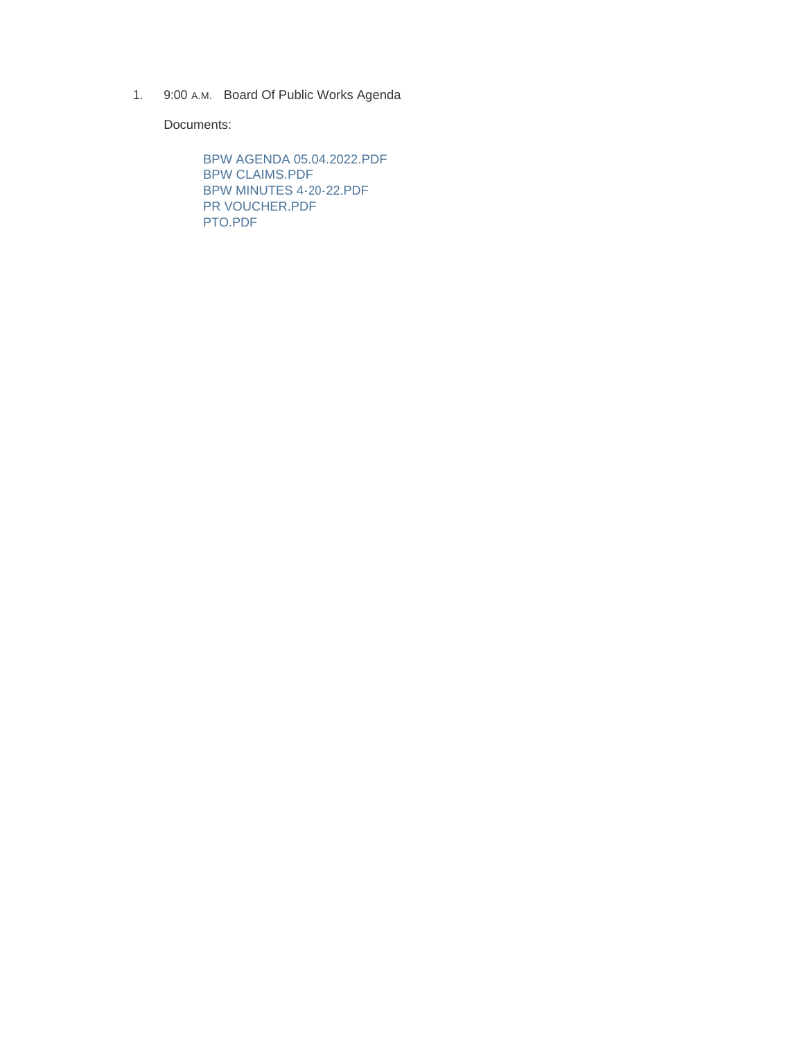1. 9:00 A.M. Board Of Public Works Agenda

   Documents:

   BPW AGENDA 05.04.2022.PDF
   BPW CLAIMS.PDF
   BPW MINUTES 4-20-22.PDF
   PR VOUCHER.PDF
   PTO.PDF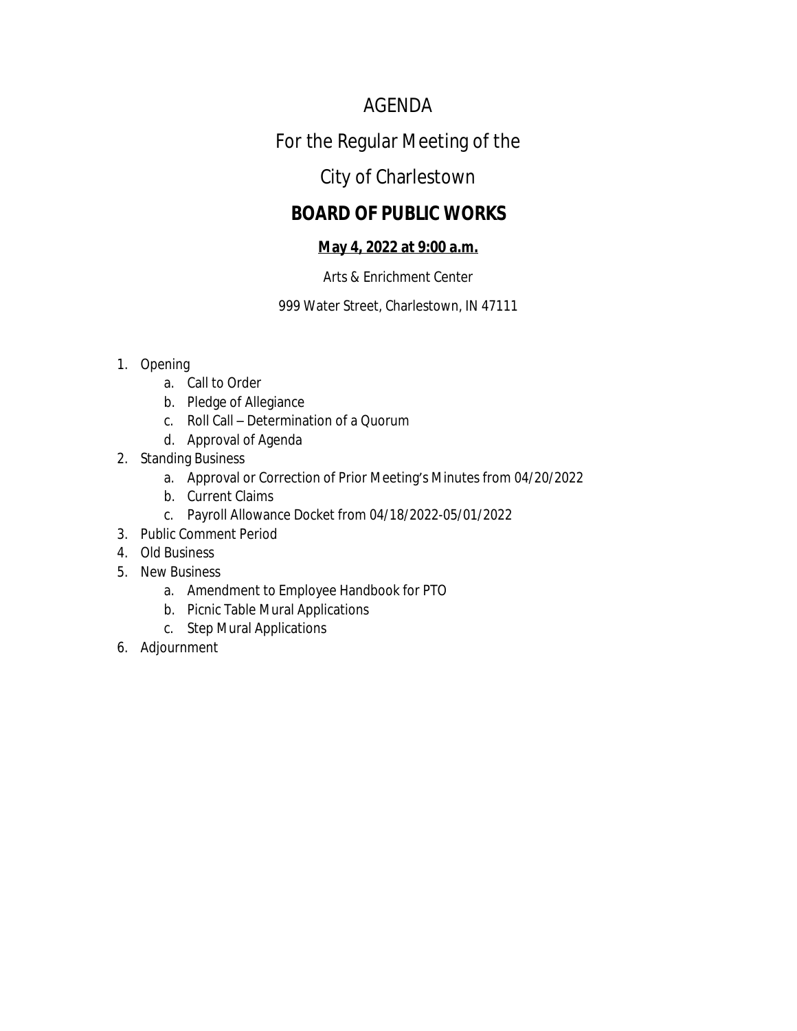# AGENDA

## For the Regular Meeting of the

## City of Charlestown

## BOARD OF PUBLIC WORKS

**May 4, 2022 at 9:00 a.m.**

Arts & Enrichment Center

999 Water Street, Charlestown, IN 47111

1. Opening
    a. Call to Order
    b. Pledge of Allegiance
    c. Roll Call – Determination of a Quorum
    d. Approval of Agenda
2. Standing Business
    a. Approval or Correction of Prior Meeting's Minutes from 04/20/2022
    b. Current Claims
    c. Payroll Allowance Docket from 04/18/2022-05/01/2022
3. Public Comment Period
4. Old Business
5. New Business
    a. Amendment to Employee Handbook for PTO
    b. Picnic Table Mural Applications
    c. Step Mural Applications
6. Adjournment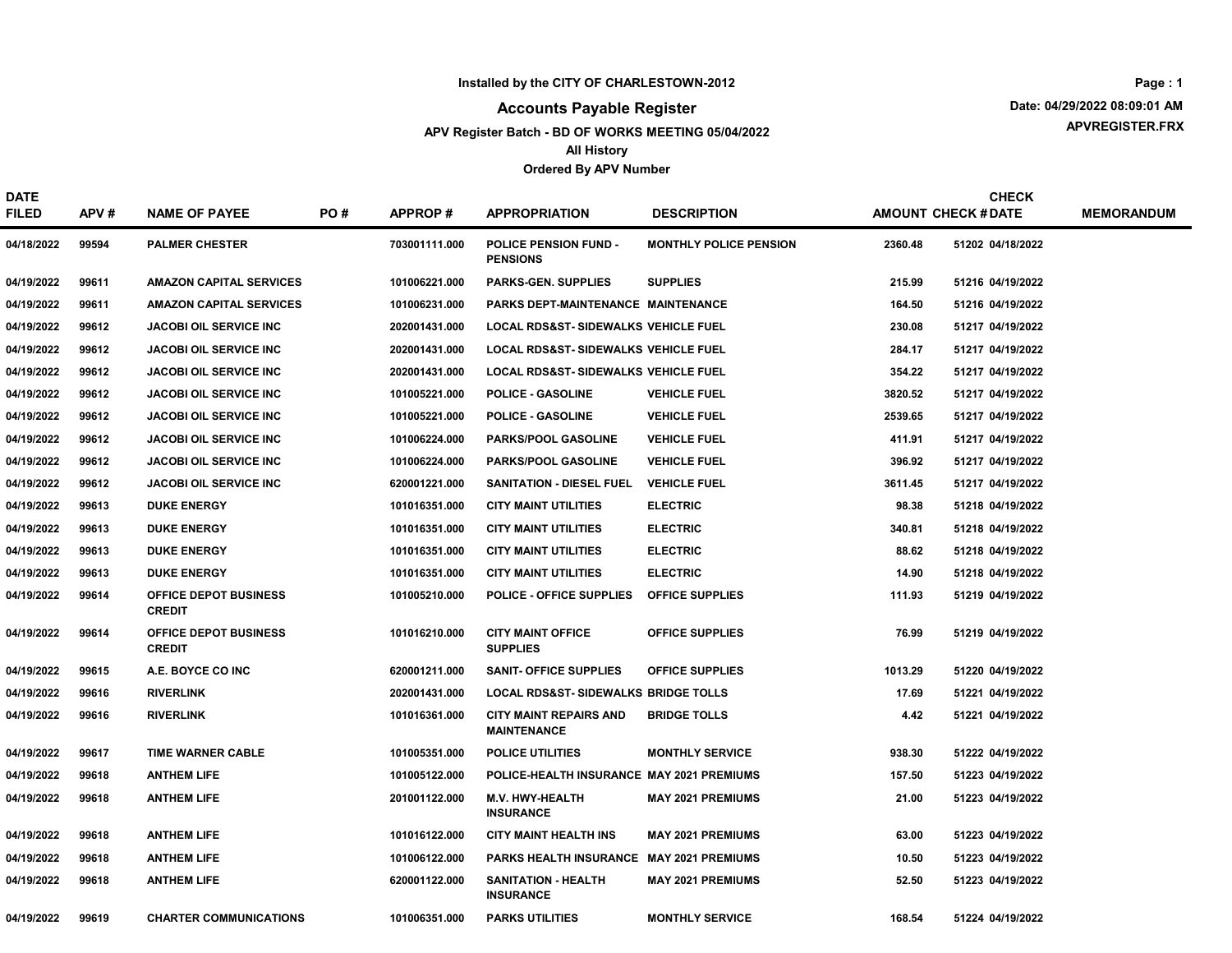Installed by the CITY OF CHARLESTOWN-2012

# Accounts Payable Register

**APV Register Batch - BD OF WORKS MEETING 05/04/2022**

**All History**

**Ordered By APV Number**

Date: 04/29/2022 08:09:01 AM

APVREGISTER.FRX

| DATE FILED | APV # | NAME OF PAYEE | PO # | APPROP # | APPROPRIATION | DESCRIPTION | AMOUNT | CHECK # | CHECK DATE | MEMORANDUM |
|---|---|---|---|---|---|---|---|---|---|---|
| 04/18/2022 | 99594 | PALMER CHESTER | | 703001111.000 | POLICE PENSION FUND - PENSIONS | MONTHLY POLICE PENSION | 2360.48 | 51202 | 04/18/2022 | |
| 04/19/2022 | 99611 | AMAZON CAPITAL SERVICES | | 101006221.000 | PARKS-GEN. SUPPLIES | SUPPLIES | 215.99 | 51216 | 04/19/2022 | |
| 04/19/2022 | 99611 | AMAZON CAPITAL SERVICES | | 101006231.000 | PARKS DEPT-MAINTENANCE | MAINTENANCE | 164.50 | 51216 | 04/19/2022 | |
| 04/19/2022 | 99612 | JACOBI OIL SERVICE INC | | 202001431.000 | LOCAL RDS&ST- SIDEWALKS | VEHICLE FUEL | 230.08 | 51217 | 04/19/2022 | |
| 04/19/2022 | 99612 | JACOBI OIL SERVICE INC | | 202001431.000 | LOCAL RDS&ST- SIDEWALKS | VEHICLE FUEL | 284.17 | 51217 | 04/19/2022 | |
| 04/19/2022 | 99612 | JACOBI OIL SERVICE INC | | 202001431.000 | LOCAL RDS&ST- SIDEWALKS | VEHICLE FUEL | 354.22 | 51217 | 04/19/2022 | |
| 04/19/2022 | 99612 | JACOBI OIL SERVICE INC | | 101005221.000 | POLICE - GASOLINE | VEHICLE FUEL | 3820.52 | 51217 | 04/19/2022 | |
| 04/19/2022 | 99612 | JACOBI OIL SERVICE INC | | 101005221.000 | POLICE - GASOLINE | VEHICLE FUEL | 2539.65 | 51217 | 04/19/2022 | |
| 04/19/2022 | 99612 | JACOBI OIL SERVICE INC | | 101006224.000 | PARKS/POOL GASOLINE | VEHICLE FUEL | 411.91 | 51217 | 04/19/2022 | |
| 04/19/2022 | 99612 | JACOBI OIL SERVICE INC | | 101006224.000 | PARKS/POOL GASOLINE | VEHICLE FUEL | 396.92 | 51217 | 04/19/2022 | |
| 04/19/2022 | 99612 | JACOBI OIL SERVICE INC | | 620001221.000 | SANITATION - DIESEL FUEL | VEHICLE FUEL | 3611.45 | 51217 | 04/19/2022 | |
| 04/19/2022 | 99613 | DUKE ENERGY | | 101016351.000 | CITY MAINT UTILITIES | ELECTRIC | 98.38 | 51218 | 04/19/2022 | |
| 04/19/2022 | 99613 | DUKE ENERGY | | 101016351.000 | CITY MAINT UTILITIES | ELECTRIC | 340.81 | 51218 | 04/19/2022 | |
| 04/19/2022 | 99613 | DUKE ENERGY | | 101016351.000 | CITY MAINT UTILITIES | ELECTRIC | 88.62 | 51218 | 04/19/2022 | |
| 04/19/2022 | 99613 | DUKE ENERGY | | 101016351.000 | CITY MAINT UTILITIES | ELECTRIC | 14.90 | 51218 | 04/19/2022 | |
| 04/19/2022 | 99614 | OFFICE DEPOT BUSINESS CREDIT | | 101005210.000 | POLICE - OFFICE SUPPLIES | OFFICE SUPPLIES | 111.93 | 51219 | 04/19/2022 | |
| 04/19/2022 | 99614 | OFFICE DEPOT BUSINESS CREDIT | | 101016210.000 | CITY MAINT OFFICE SUPPLIES | OFFICE SUPPLIES | 76.99 | 51219 | 04/19/2022 | |
| 04/19/2022 | 99615 | A.E. BOYCE CO INC | | 620001211.000 | SANIT- OFFICE SUPPLIES | OFFICE SUPPLIES | 1013.29 | 51220 | 04/19/2022 | |
| 04/19/2022 | 99616 | RIVERLINK | | 202001431.000 | LOCAL RDS&ST- SIDEWALKS | BRIDGE TOLLS | 17.69 | 51221 | 04/19/2022 | |
| 04/19/2022 | 99616 | RIVERLINK | | 101016361.000 | CITY MAINT REPAIRS AND MAINTENANCE | BRIDGE TOLLS | 4.42 | 51221 | 04/19/2022 | |
| 04/19/2022 | 99617 | TIME WARNER CABLE | | 101005351.000 | POLICE UTILITIES | MONTHLY SERVICE | 938.30 | 51222 | 04/19/2022 | |
| 04/19/2022 | 99618 | ANTHEM LIFE | | 101005122.000 | POLICE-HEALTH INSURANCE | MAY 2021 PREMIUMS | 157.50 | 51223 | 04/19/2022 | |
| 04/19/2022 | 99618 | ANTHEM LIFE | | 201001122.000 | M.V. HWY-HEALTH INSURANCE | MAY 2021 PREMIUMS | 21.00 | 51223 | 04/19/2022 | |
| 04/19/2022 | 99618 | ANTHEM LIFE | | 101016122.000 | CITY MAINT HEALTH INS | MAY 2021 PREMIUMS | 63.00 | 51223 | 04/19/2022 | |
| 04/19/2022 | 99618 | ANTHEM LIFE | | 101006122.000 | PARKS HEALTH INSURANCE | MAY 2021 PREMIUMS | 10.50 | 51223 | 04/19/2022 | |
| 04/19/2022 | 99618 | ANTHEM LIFE | | 620001122.000 | SANITATION - HEALTH INSURANCE | MAY 2021 PREMIUMS | 52.50 | 51223 | 04/19/2022 | |
| 04/19/2022 | 99619 | CHARTER COMMUNICATIONS | | 101006351.000 | PARKS UTILITIES | MONTHLY SERVICE | 168.54 | 51224 | 04/19/2022 | |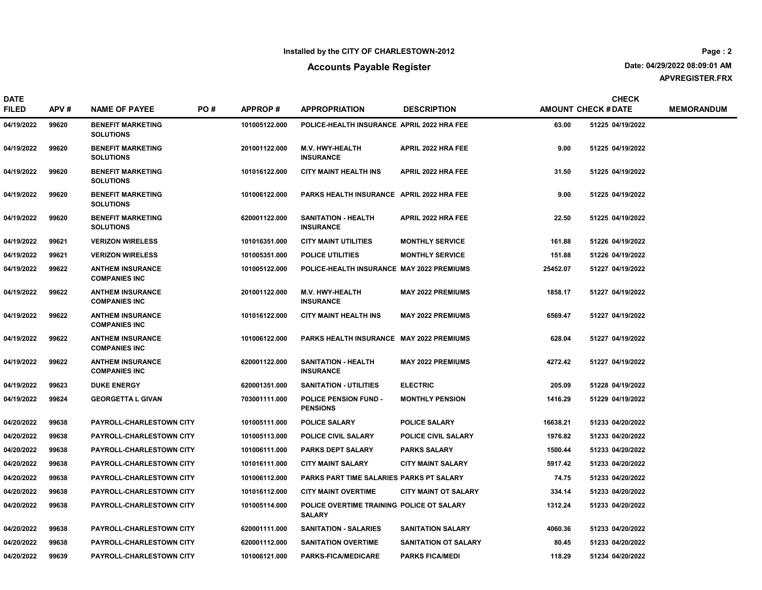Installed by the CITY OF CHARLESTOWN-2012

# Accounts Payable Register

Date: 04/29/2022 08:09:01 AM

APVREGISTER.FRX

| DATE FILED | APV # | NAME OF PAYEE | PO # | APPROP # | APPROPRIATION | DESCRIPTION | AMOUNT | CHECK # | CHECK DATE | MEMORANDUM |
|---|---|---|---|---|---|---|---|---|---|---|
| 04/19/2022 | 99620 | BENEFIT MARKETING SOLUTIONS | | 101005122.000 | POLICE-HEALTH INSURANCE | APRIL 2022 HRA FEE | 63.00 | 51225 | 04/19/2022 | |
| 04/19/2022 | 99620 | BENEFIT MARKETING SOLUTIONS | | 201001122.000 | M.V. HWY-HEALTH INSURANCE | APRIL 2022 HRA FEE | 9.00 | 51225 | 04/19/2022 | |
| 04/19/2022 | 99620 | BENEFIT MARKETING SOLUTIONS | | 101016122.000 | CITY MAINT HEALTH INS | APRIL 2022 HRA FEE | 31.50 | 51225 | 04/19/2022 | |
| 04/19/2022 | 99620 | BENEFIT MARKETING SOLUTIONS | | 101006122.000 | PARKS HEALTH INSURANCE | APRIL 2022 HRA FEE | 9.00 | 51225 | 04/19/2022 | |
| 04/19/2022 | 99620 | BENEFIT MARKETING SOLUTIONS | | 620001122.000 | SANITATION - HEALTH INSURANCE | APRIL 2022 HRA FEE | 22.50 | 51225 | 04/19/2022 | |
| 04/19/2022 | 99621 | VERIZON WIRELESS | | 101016351.000 | CITY MAINT UTILITIES | MONTHLY SERVICE | 161.88 | 51226 | 04/19/2022 | |
| 04/19/2022 | 99621 | VERIZON WIRELESS | | 101005351.000 | POLICE UTILITIES | MONTHLY SERVICE | 151.88 | 51226 | 04/19/2022 | |
| 04/19/2022 | 99622 | ANTHEM INSURANCE COMPANIES INC | | 101005122.000 | POLICE-HEALTH INSURANCE | MAY 2022 PREMIUMS | 25452.07 | 51227 | 04/19/2022 | |
| 04/19/2022 | 99622 | ANTHEM INSURANCE COMPANIES INC | | 201001122.000 | M.V. HWY-HEALTH INSURANCE | MAY 2022 PREMIUMS | 1858.17 | 51227 | 04/19/2022 | |
| 04/19/2022 | 99622 | ANTHEM INSURANCE COMPANIES INC | | 101016122.000 | CITY MAINT HEALTH INS | MAY 2022 PREMIUMS | 6569.47 | 51227 | 04/19/2022 | |
| 04/19/2022 | 99622 | ANTHEM INSURANCE COMPANIES INC | | 101006122.000 | PARKS HEALTH INSURANCE | MAY 2022 PREMIUMS | 628.04 | 51227 | 04/19/2022 | |
| 04/19/2022 | 99622 | ANTHEM INSURANCE COMPANIES INC | | 620001122.000 | SANITATION - HEALTH INSURANCE | MAY 2022 PREMIUMS | 4272.42 | 51227 | 04/19/2022 | |
| 04/19/2022 | 99623 | DUKE ENERGY | | 620001351.000 | SANITATION - UTILITIES | ELECTRIC | 205.09 | 51228 | 04/19/2022 | |
| 04/19/2022 | 99624 | GEORGETTA L GIVAN | | 703001111.000 | POLICE PENSION FUND - PENSIONS | MONTHLY PENSION | 1416.29 | 51229 | 04/19/2022 | |
| 04/20/2022 | 99638 | PAYROLL-CHARLESTOWN CITY | | 101005111.000 | POLICE SALARY | POLICE SALARY | 16638.21 | 51233 | 04/20/2022 | |
| 04/20/2022 | 99638 | PAYROLL-CHARLESTOWN CITY | | 101005113.000 | POLICE CIVIL SALARY | POLICE CIVIL SALARY | 1976.82 | 51233 | 04/20/2022 | |
| 04/20/2022 | 99638 | PAYROLL-CHARLESTOWN CITY | | 101006111.000 | PARKS DEPT SALARY | PARKS SALARY | 1500.44 | 51233 | 04/20/2022 | |
| 04/20/2022 | 99638 | PAYROLL-CHARLESTOWN CITY | | 101016111.000 | CITY MAINT SALARY | CITY MAINT SALARY | 5917.42 | 51233 | 04/20/2022 | |
| 04/20/2022 | 99638 | PAYROLL-CHARLESTOWN CITY | | 101006112.000 | PARKS PART TIME SALARIES | PARKS PT SALARY | 74.75 | 51233 | 04/20/2022 | |
| 04/20/2022 | 99638 | PAYROLL-CHARLESTOWN CITY | | 101016112.000 | CITY MAINT OVERTIME | CITY MAINT OT SALARY | 334.14 | 51233 | 04/20/2022 | |
| 04/20/2022 | 99638 | PAYROLL-CHARLESTOWN CITY | | 101005114.000 | POLICE OVERTIME TRAINING SALARY | POLICE OT SALARY | 1312.24 | 51233 | 04/20/2022 | |
| 04/20/2022 | 99638 | PAYROLL-CHARLESTOWN CITY | | 620001111.000 | SANITATION - SALARIES | SANITATION SALARY | 4060.36 | 51233 | 04/20/2022 | |
| 04/20/2022 | 99638 | PAYROLL-CHARLESTOWN CITY | | 620001112.000 | SANITATION OVERTIME | SANITATION OT SALARY | 80.45 | 51233 | 04/20/2022 | |
| 04/20/2022 | 99639 | PAYROLL-CHARLESTOWN CITY | | 101006121.000 | PARKS-FICA/MEDICARE | PARKS FICA/MEDI | 118.29 | 51234 | 04/20/2022 | |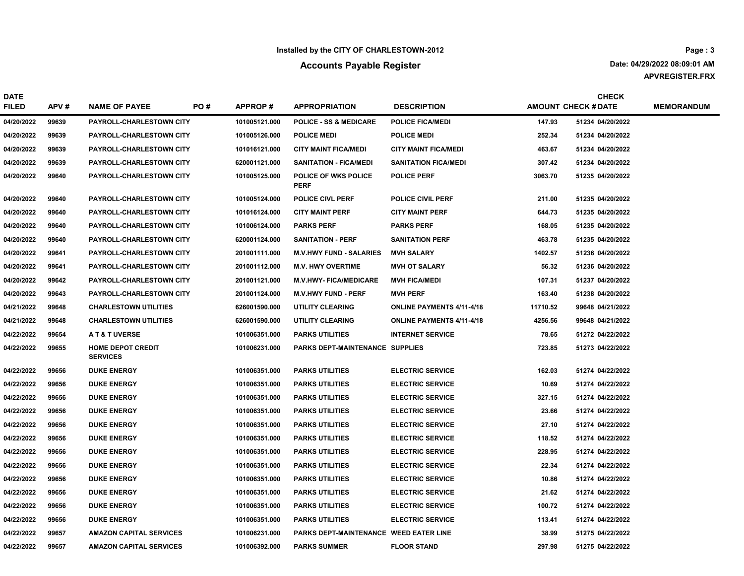Installed by the CITY OF CHARLESTOWN-2012

## Accounts Payable Register

Date: 04/29/2022 08:09:01 AM

APVREGISTER.FRX

| DATE FILED | APV # | NAME OF PAYEE | PO # | APPROP # | APPROPRIATION | DESCRIPTION | AMOUNT | CHECK # | CHECK DATE | MEMORANDUM |
|---|---|---|---|---|---|---|---|---|---|---|
| 04/20/2022 | 99639 | PAYROLL-CHARLESTOWN CITY | | 101005121.000 | POLICE - SS & MEDICARE | POLICE FICA/MEDI | 147.93 | 51234 | 04/20/2022 | |
| 04/20/2022 | 99639 | PAYROLL-CHARLESTOWN CITY | | 101005126.000 | POLICE MEDI | POLICE MEDI | 252.34 | 51234 | 04/20/2022 | |
| 04/20/2022 | 99639 | PAYROLL-CHARLESTOWN CITY | | 101016121.000 | CITY MAINT FICA/MEDI | CITY MAINT FICA/MEDI | 463.67 | 51234 | 04/20/2022 | |
| 04/20/2022 | 99639 | PAYROLL-CHARLESTOWN CITY | | 620001121.000 | SANITATION - FICA/MEDI | SANITATION FICA/MEDI | 307.42 | 51234 | 04/20/2022 | |
| 04/20/2022 | 99640 | PAYROLL-CHARLESTOWN CITY | | 101005125.000 | POLICE OF WKS POLICE PERF | POLICE PERF | 3063.70 | 51235 | 04/20/2022 | |
| 04/20/2022 | 99640 | PAYROLL-CHARLESTOWN CITY | | 101005124.000 | POLICE CIVL PERF | POLICE CIVIL PERF | 211.00 | 51235 | 04/20/2022 | |
| 04/20/2022 | 99640 | PAYROLL-CHARLESTOWN CITY | | 101016124.000 | CITY MAINT PERF | CITY MAINT PERF | 644.73 | 51235 | 04/20/2022 | |
| 04/20/2022 | 99640 | PAYROLL-CHARLESTOWN CITY | | 101006124.000 | PARKS PERF | PARKS PERF | 168.05 | 51235 | 04/20/2022 | |
| 04/20/2022 | 99640 | PAYROLL-CHARLESTOWN CITY | | 620001124.000 | SANITATION - PERF | SANITATION PERF | 463.78 | 51235 | 04/20/2022 | |
| 04/20/2022 | 99641 | PAYROLL-CHARLESTOWN CITY | | 201001111.000 | M.V.HWY FUND - SALARIES | MVH SALARY | 1402.57 | 51236 | 04/20/2022 | |
| 04/20/2022 | 99641 | PAYROLL-CHARLESTOWN CITY | | 201001112.000 | M.V. HWY OVERTIME | MVH OT SALARY | 56.32 | 51236 | 04/20/2022 | |
| 04/20/2022 | 99642 | PAYROLL-CHARLESTOWN CITY | | 201001121.000 | M.V.HWY- FICA/MEDICARE | MVH FICA/MEDI | 107.31 | 51237 | 04/20/2022 | |
| 04/20/2022 | 99643 | PAYROLL-CHARLESTOWN CITY | | 201001124.000 | M.V.HWY FUND - PERF | MVH PERF | 163.40 | 51238 | 04/20/2022 | |
| 04/21/2022 | 99648 | CHARLESTOWN UTILITIES | | 626001590.000 | UTILITY CLEARING | ONLINE PAYMENTS 4/11-4/18 | 11710.52 | 99648 | 04/21/2022 | |
| 04/21/2022 | 99648 | CHARLESTOWN UTILITIES | | 626001590.000 | UTILITY CLEARING | ONLINE PAYMENTS 4/11-4/18 | 4256.56 | 99648 | 04/21/2022 | |
| 04/22/2022 | 99654 | A T & T UVERSE | | 101006351.000 | PARKS UTILITIES | INTERNET SERVICE | 78.65 | 51272 | 04/22/2022 | |
| 04/22/2022 | 99655 | HOME DEPOT CREDIT SERVICES | | 101006231.000 | PARKS DEPT-MAINTENANCE | SUPPLIES | 723.85 | 51273 | 04/22/2022 | |
| 04/22/2022 | 99656 | DUKE ENERGY | | 101006351.000 | PARKS UTILITIES | ELECTRIC SERVICE | 162.03 | 51274 | 04/22/2022 | |
| 04/22/2022 | 99656 | DUKE ENERGY | | 101006351.000 | PARKS UTILITIES | ELECTRIC SERVICE | 10.69 | 51274 | 04/22/2022 | |
| 04/22/2022 | 99656 | DUKE ENERGY | | 101006351.000 | PARKS UTILITIES | ELECTRIC SERVICE | 327.15 | 51274 | 04/22/2022 | |
| 04/22/2022 | 99656 | DUKE ENERGY | | 101006351.000 | PARKS UTILITIES | ELECTRIC SERVICE | 23.66 | 51274 | 04/22/2022 | |
| 04/22/2022 | 99656 | DUKE ENERGY | | 101006351.000 | PARKS UTILITIES | ELECTRIC SERVICE | 27.10 | 51274 | 04/22/2022 | |
| 04/22/2022 | 99656 | DUKE ENERGY | | 101006351.000 | PARKS UTILITIES | ELECTRIC SERVICE | 118.52 | 51274 | 04/22/2022 | |
| 04/22/2022 | 99656 | DUKE ENERGY | | 101006351.000 | PARKS UTILITIES | ELECTRIC SERVICE | 228.95 | 51274 | 04/22/2022 | |
| 04/22/2022 | 99656 | DUKE ENERGY | | 101006351.000 | PARKS UTILITIES | ELECTRIC SERVICE | 22.34 | 51274 | 04/22/2022 | |
| 04/22/2022 | 99656 | DUKE ENERGY | | 101006351.000 | PARKS UTILITIES | ELECTRIC SERVICE | 10.86 | 51274 | 04/22/2022 | |
| 04/22/2022 | 99656 | DUKE ENERGY | | 101006351.000 | PARKS UTILITIES | ELECTRIC SERVICE | 21.62 | 51274 | 04/22/2022 | |
| 04/22/2022 | 99656 | DUKE ENERGY | | 101006351.000 | PARKS UTILITIES | ELECTRIC SERVICE | 100.72 | 51274 | 04/22/2022 | |
| 04/22/2022 | 99656 | DUKE ENERGY | | 101006351.000 | PARKS UTILITIES | ELECTRIC SERVICE | 113.41 | 51274 | 04/22/2022 | |
| 04/22/2022 | 99657 | AMAZON CAPITAL SERVICES | | 101006231.000 | PARKS DEPT-MAINTENANCE | WEED EATER LINE | 38.99 | 51275 | 04/22/2022 | |
| 04/22/2022 | 99657 | AMAZON CAPITAL SERVICES | | 101006392.000 | PARKS SUMMER | FLOOR STAND | 297.98 | 51275 | 04/22/2022 | |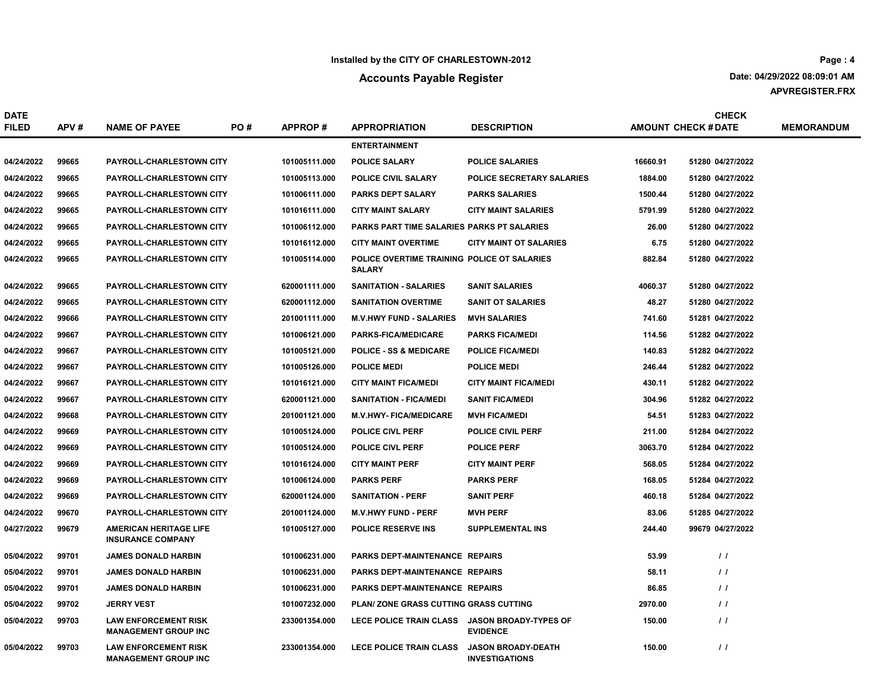Installed by the CITY OF CHARLESTOWN-2012

# Accounts Payable Register

Date: 04/29/2022 08:09:01 AM

APVREGISTER.FRX

| DATE FILED | APV # | NAME OF PAYEE | PO # | APPROP # | APPROPRIATION | DESCRIPTION | AMOUNT | CHECK # | CHECK DATE | MEMORANDUM |
|---|---|---|---|---|---|---|---|---|---|---|
| | | | | | ENTERTAINMENT | | | | | |
| 04/24/2022 | 99665 | PAYROLL-CHARLESTOWN CITY | | 101005111.000 | POLICE SALARY | POLICE SALARIES | 16660.91 | 51280 | 04/27/2022 | |
| 04/24/2022 | 99665 | PAYROLL-CHARLESTOWN CITY | | 101005113.000 | POLICE CIVIL SALARY | POLICE SECRETARY SALARIES | 1884.00 | 51280 | 04/27/2022 | |
| 04/24/2022 | 99665 | PAYROLL-CHARLESTOWN CITY | | 101006111.000 | PARKS DEPT SALARY | PARKS SALARIES | 1500.44 | 51280 | 04/27/2022 | |
| 04/24/2022 | 99665 | PAYROLL-CHARLESTOWN CITY | | 101016111.000 | CITY MAINT SALARY | CITY MAINT SALARIES | 5791.99 | 51280 | 04/27/2022 | |
| 04/24/2022 | 99665 | PAYROLL-CHARLESTOWN CITY | | 101006112.000 | PARKS PART TIME SALARIES | PARKS PT SALARIES | 26.00 | 51280 | 04/27/2022 | |
| 04/24/2022 | 99665 | PAYROLL-CHARLESTOWN CITY | | 101016112.000 | CITY MAINT OVERTIME | CITY MAINT OT SALARIES | 6.75 | 51280 | 04/27/2022 | |
| 04/24/2022 | 99665 | PAYROLL-CHARLESTOWN CITY | | 101005114.000 | POLICE OVERTIME TRAINING SALARY | POLICE OT SALARIES | 882.84 | 51280 | 04/27/2022 | |
| 04/24/2022 | 99665 | PAYROLL-CHARLESTOWN CITY | | 620001111.000 | SANITATION - SALARIES | SANIT SALARIES | 4060.37 | 51280 | 04/27/2022 | |
| 04/24/2022 | 99665 | PAYROLL-CHARLESTOWN CITY | | 620001112.000 | SANITATION OVERTIME | SANIT OT SALARIES | 48.27 | 51280 | 04/27/2022 | |
| 04/24/2022 | 99666 | PAYROLL-CHARLESTOWN CITY | | 201001111.000 | M.V.HWY FUND - SALARIES | MVH SALARIES | 741.60 | 51281 | 04/27/2022 | |
| 04/24/2022 | 99667 | PAYROLL-CHARLESTOWN CITY | | 101006121.000 | PARKS-FICA/MEDICARE | PARKS FICA/MEDI | 114.56 | 51282 | 04/27/2022 | |
| 04/24/2022 | 99667 | PAYROLL-CHARLESTOWN CITY | | 101005121.000 | POLICE - SS & MEDICARE | POLICE FICA/MEDI | 140.83 | 51282 | 04/27/2022 | |
| 04/24/2022 | 99667 | PAYROLL-CHARLESTOWN CITY | | 101005126.000 | POLICE MEDI | POLICE MEDI | 246.44 | 51282 | 04/27/2022 | |
| 04/24/2022 | 99667 | PAYROLL-CHARLESTOWN CITY | | 101016121.000 | CITY MAINT FICA/MEDI | CITY MAINT FICA/MEDI | 430.11 | 51282 | 04/27/2022 | |
| 04/24/2022 | 99667 | PAYROLL-CHARLESTOWN CITY | | 620001121.000 | SANITATION - FICA/MEDI | SANIT FICA/MEDI | 304.96 | 51282 | 04/27/2022 | |
| 04/24/2022 | 99668 | PAYROLL-CHARLESTOWN CITY | | 201001121.000 | M.V.HWY- FICA/MEDICARE | MVH FICA/MEDI | 54.51 | 51283 | 04/27/2022 | |
| 04/24/2022 | 99669 | PAYROLL-CHARLESTOWN CITY | | 101005124.000 | POLICE CIVL PERF | POLICE CIVIL PERF | 211.00 | 51284 | 04/27/2022 | |
| 04/24/2022 | 99669 | PAYROLL-CHARLESTOWN CITY | | 101005124.000 | POLICE CIVL PERF | POLICE PERF | 3063.70 | 51284 | 04/27/2022 | |
| 04/24/2022 | 99669 | PAYROLL-CHARLESTOWN CITY | | 101016124.000 | CITY MAINT PERF | CITY MAINT PERF | 568.05 | 51284 | 04/27/2022 | |
| 04/24/2022 | 99669 | PAYROLL-CHARLESTOWN CITY | | 101006124.000 | PARKS PERF | PARKS PERF | 168.05 | 51284 | 04/27/2022 | |
| 04/24/2022 | 99669 | PAYROLL-CHARLESTOWN CITY | | 620001124.000 | SANITATION - PERF | SANIT PERF | 460.18 | 51284 | 04/27/2022 | |
| 04/24/2022 | 99670 | PAYROLL-CHARLESTOWN CITY | | 201001124.000 | M.V.HWY FUND - PERF | MVH PERF | 83.06 | 51285 | 04/27/2022 | |
| 04/27/2022 | 99679 | AMERICAN HERITAGE LIFE INSURANCE COMPANY | | 101005127.000 | POLICE RESERVE INS | SUPPLEMENTAL INS | 244.40 | 99679 | 04/27/2022 | |
| 05/04/2022 | 99701 | JAMES DONALD HARBIN | | 101006231.000 | PARKS DEPT-MAINTENANCE | REPAIRS | 53.99 | | / / | |
| 05/04/2022 | 99701 | JAMES DONALD HARBIN | | 101006231.000 | PARKS DEPT-MAINTENANCE | REPAIRS | 58.11 | | / / | |
| 05/04/2022 | 99701 | JAMES DONALD HARBIN | | 101006231.000 | PARKS DEPT-MAINTENANCE | REPAIRS | 86.85 | | / / | |
| 05/04/2022 | 99702 | JERRY VEST | | 101007232.000 | PLAN/ ZONE GRASS CUTTING | GRASS CUTTING | 2970.00 | | / / | |
| 05/04/2022 | 99703 | LAW ENFORCEMENT RISK MANAGEMENT GROUP INC | | 233001354.000 | LECE POLICE TRAIN CLASS | JASON BROADY-TYPES OF EVIDENCE | 150.00 | | / / | |
| 05/04/2022 | 99703 | LAW ENFORCEMENT RISK MANAGEMENT GROUP INC | | 233001354.000 | LECE POLICE TRAIN CLASS | JASON BROADY-DEATH INVESTIGATIONS | 150.00 | | / / | |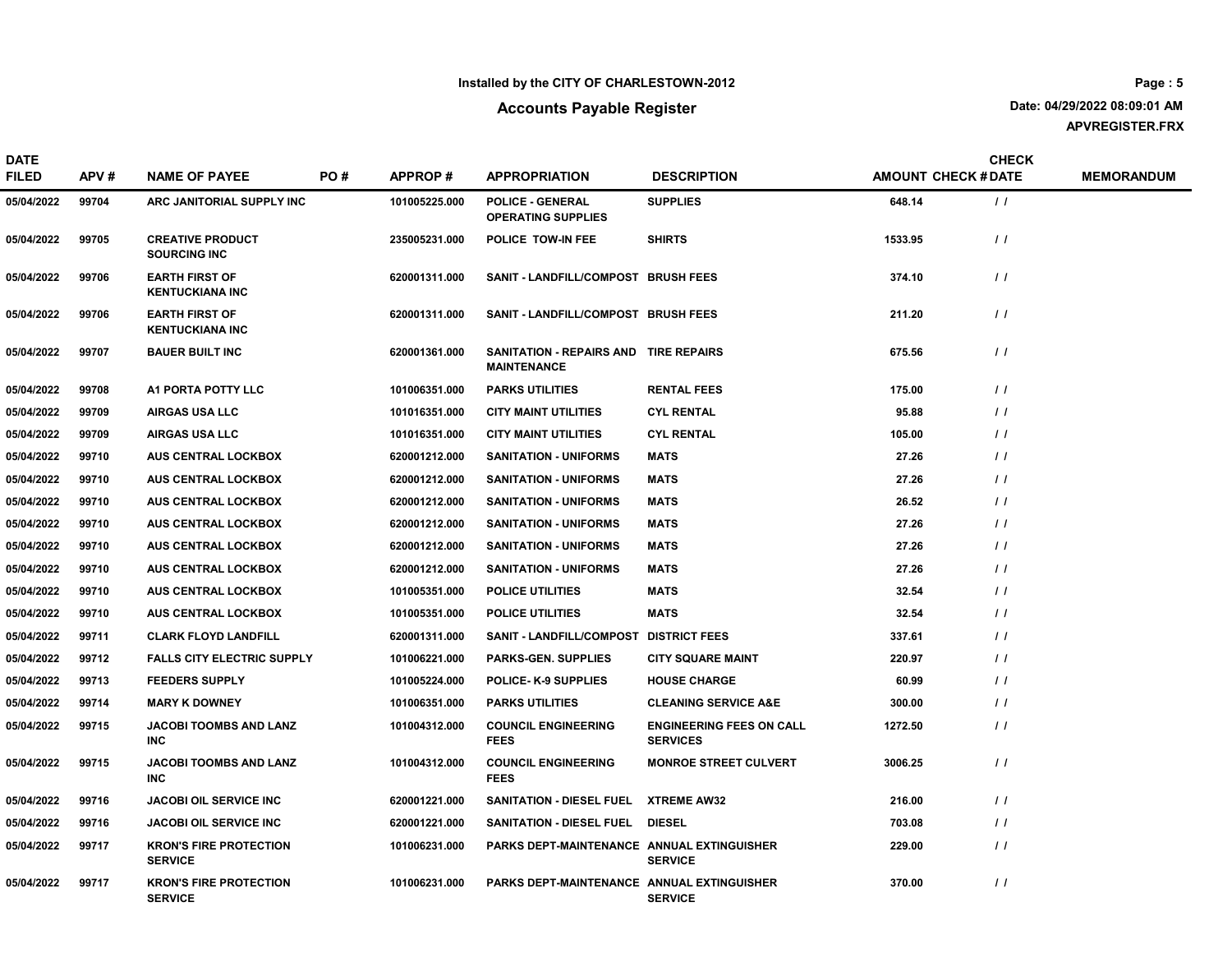Installed by the CITY OF CHARLESTOWN-2012

## Accounts Payable Register

Date: 04/29/2022 08:09:01 AM
APVREGISTER.FRX

| DATE FILED | APV # | NAME OF PAYEE | PO # | APPROP # | APPROPRIATION | DESCRIPTION | AMOUNT | CHECK # | CHECK DATE | MEMORANDUM |
|---|---|---|---|---|---|---|---|---|---|---|
| 05/04/2022 | 99704 | ARC JANITORIAL SUPPLY INC | | 101005225.000 | POLICE - GENERAL OPERATING SUPPLIES | SUPPLIES | 648.14 | | / / | |
| 05/04/2022 | 99705 | CREATIVE PRODUCT SOURCING INC | | 235005231.000 | POLICE TOW-IN FEE | SHIRTS | 1533.95 | | / / | |
| 05/04/2022 | 99706 | EARTH FIRST OF KENTUCKIANA INC | | 620001311.000 | SANIT - LANDFILL/COMPOST | BRUSH FEES | 374.10 | | / / | |
| 05/04/2022 | 99706 | EARTH FIRST OF KENTUCKIANA INC | | 620001311.000 | SANIT - LANDFILL/COMPOST | BRUSH FEES | 211.20 | | / / | |
| 05/04/2022 | 99707 | BAUER BUILT INC | | 620001361.000 | SANITATION - REPAIRS AND MAINTENANCE | TIRE REPAIRS | 675.56 | | / / | |
| 05/04/2022 | 99708 | A1 PORTA POTTY LLC | | 101006351.000 | PARKS UTILITIES | RENTAL FEES | 175.00 | | / / | |
| 05/04/2022 | 99709 | AIRGAS USA LLC | | 101016351.000 | CITY MAINT UTILITIES | CYL RENTAL | 95.88 | | / / | |
| 05/04/2022 | 99709 | AIRGAS USA LLC | | 101016351.000 | CITY MAINT UTILITIES | CYL RENTAL | 105.00 | | / / | |
| 05/04/2022 | 99710 | AUS CENTRAL LOCKBOX | | 620001212.000 | SANITATION - UNIFORMS | MATS | 27.26 | | / / | |
| 05/04/2022 | 99710 | AUS CENTRAL LOCKBOX | | 620001212.000 | SANITATION - UNIFORMS | MATS | 27.26 | | / / | |
| 05/04/2022 | 99710 | AUS CENTRAL LOCKBOX | | 620001212.000 | SANITATION - UNIFORMS | MATS | 26.52 | | / / | |
| 05/04/2022 | 99710 | AUS CENTRAL LOCKBOX | | 620001212.000 | SANITATION - UNIFORMS | MATS | 27.26 | | / / | |
| 05/04/2022 | 99710 | AUS CENTRAL LOCKBOX | | 620001212.000 | SANITATION - UNIFORMS | MATS | 27.26 | | / / | |
| 05/04/2022 | 99710 | AUS CENTRAL LOCKBOX | | 620001212.000 | SANITATION - UNIFORMS | MATS | 27.26 | | / / | |
| 05/04/2022 | 99710 | AUS CENTRAL LOCKBOX | | 101005351.000 | POLICE UTILITIES | MATS | 32.54 | | / / | |
| 05/04/2022 | 99710 | AUS CENTRAL LOCKBOX | | 101005351.000 | POLICE UTILITIES | MATS | 32.54 | | / / | |
| 05/04/2022 | 99711 | CLARK FLOYD LANDFILL | | 620001311.000 | SANIT - LANDFILL/COMPOST | DISTRICT FEES | 337.61 | | / / | |
| 05/04/2022 | 99712 | FALLS CITY ELECTRIC SUPPLY | | 101006221.000 | PARKS-GEN. SUPPLIES | CITY SQUARE MAINT | 220.97 | | / / | |
| 05/04/2022 | 99713 | FEEDERS SUPPLY | | 101005224.000 | POLICE- K-9 SUPPLIES | HOUSE CHARGE | 60.99 | | / / | |
| 05/04/2022 | 99714 | MARY K DOWNEY | | 101006351.000 | PARKS UTILITIES | CLEANING SERVICE A&E | 300.00 | | / / | |
| 05/04/2022 | 99715 | JACOBI TOOMBS AND LANZ INC | | 101004312.000 | COUNCIL ENGINEERING FEES | ENGINEERING FEES ON CALL SERVICES | 1272.50 | | / / | |
| 05/04/2022 | 99715 | JACOBI TOOMBS AND LANZ INC | | 101004312.000 | COUNCIL ENGINEERING FEES | MONROE STREET CULVERT | 3006.25 | | / / | |
| 05/04/2022 | 99716 | JACOBI OIL SERVICE INC | | 620001221.000 | SANITATION - DIESEL FUEL | XTREME AW32 | 216.00 | | / / | |
| 05/04/2022 | 99716 | JACOBI OIL SERVICE INC | | 620001221.000 | SANITATION - DIESEL FUEL | DIESEL | 703.08 | | / / | |
| 05/04/2022 | 99717 | KRON'S FIRE PROTECTION SERVICE | | 101006231.000 | PARKS DEPT-MAINTENANCE | ANNUAL EXTINGUISHER SERVICE | 229.00 | | / / | |
| 05/04/2022 | 99717 | KRON'S FIRE PROTECTION SERVICE | | 101006231.000 | PARKS DEPT-MAINTENANCE | ANNUAL EXTINGUISHER SERVICE | 370.00 | | / / | |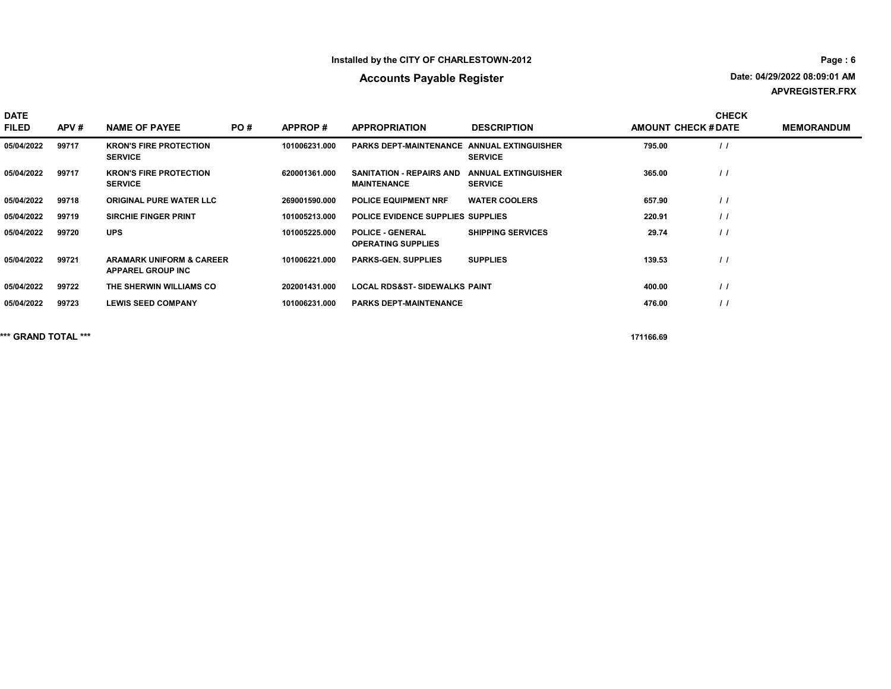Installed by the CITY OF CHARLESTOWN-2012

# Accounts Payable Register

Date: 04/29/2022 08:09:01 AM

APVREGISTER.FRX

| DATE FILED | APV # | NAME OF PAYEE | PO # | APPROP # | APPROPRIATION | DESCRIPTION | AMOUNT | CHECK # | CHECK DATE | MEMORANDUM |
|---|---|---|---|---|---|---|---|---|---|---|
| 05/04/2022 | 99717 | KRON'S FIRE PROTECTION SERVICE | | 101006231.000 | PARKS DEPT-MAINTENANCE | ANNUAL EXTINGUISHER SERVICE | 795.00 | | / / | |
| 05/04/2022 | 99717 | KRON'S FIRE PROTECTION SERVICE | | 620001361.000 | SANITATION - REPAIRS AND MAINTENANCE | ANNUAL EXTINGUISHER SERVICE | 365.00 | | / / | |
| 05/04/2022 | 99718 | ORIGINAL PURE WATER LLC | | 269001590.000 | POLICE EQUIPMENT NRF | WATER COOLERS | 657.90 | | / / | |
| 05/04/2022 | 99719 | SIRCHIE FINGER PRINT | | 101005213.000 | POLICE EVIDENCE SUPPLIES | SUPPLIES | 220.91 | | / / | |
| 05/04/2022 | 99720 | UPS | | 101005225.000 | POLICE - GENERAL OPERATING SUPPLIES | SHIPPING SERVICES | 29.74 | | / / | |
| 05/04/2022 | 99721 | ARAMARK UNIFORM & CAREER APPAREL GROUP INC | | 101006221.000 | PARKS-GEN. SUPPLIES | SUPPLIES | 139.53 | | / / | |
| 05/04/2022 | 99722 | THE SHERWIN WILLIAMS CO | | 202001431.000 | LOCAL RDS&ST- SIDEWALKS | PAINT | 400.00 | | / / | |
| 05/04/2022 | 99723 | LEWIS SEED COMPANY | | 101006231.000 | PARKS DEPT-MAINTENANCE | | 476.00 | | / / | |

**\*\*\* GRAND TOTAL \*\*\*** 171166.69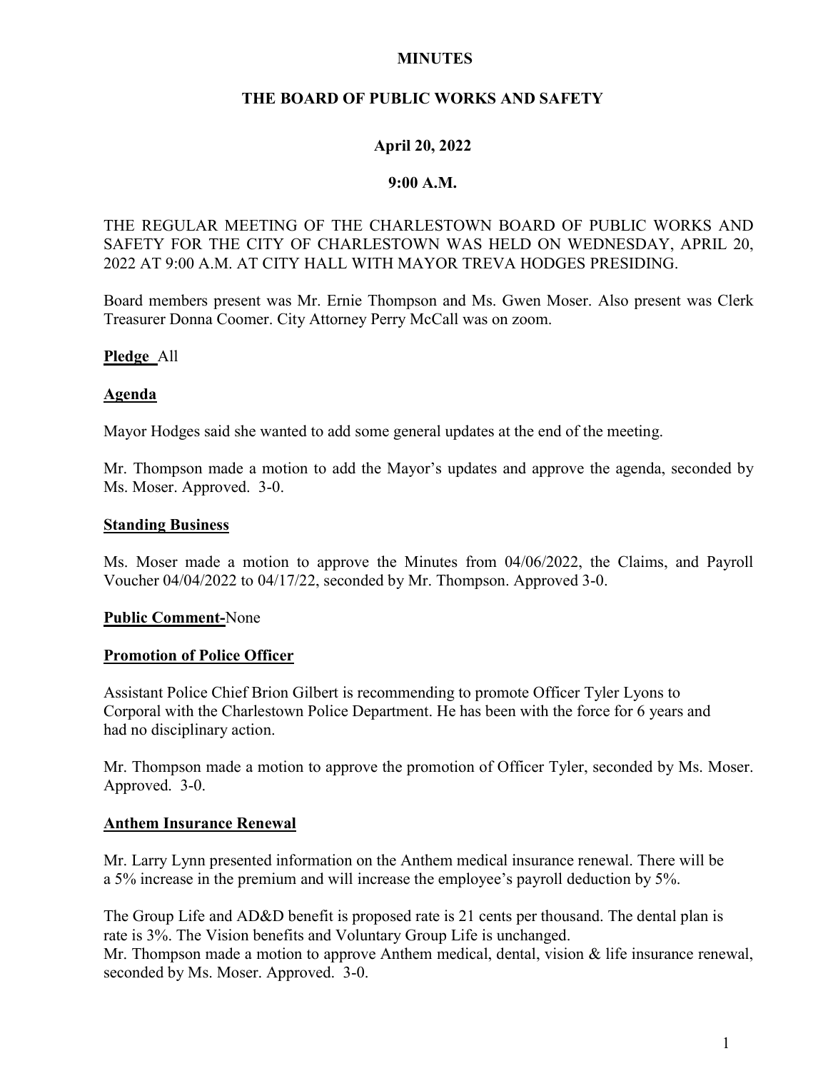**MINUTES**

**THE BOARD OF PUBLIC WORKS AND SAFETY**

**April 20, 2022**

**9:00 A.M.**

THE REGULAR MEETING OF THE CHARLESTOWN BOARD OF PUBLIC WORKS AND SAFETY FOR THE CITY OF CHARLESTOWN WAS HELD ON WEDNESDAY, APRIL 20, 2022 AT 9:00 A.M. AT CITY HALL WITH MAYOR TREVA HODGES PRESIDING.

Board members present was Mr. Ernie Thompson and Ms. Gwen Moser. Also present was Clerk Treasurer Donna Coomer. City Attorney Perry McCall was on zoom.

**Pledge** All

**Agenda**

Mayor Hodges said she wanted to add some general updates at the end of the meeting.

Mr. Thompson made a motion to add the Mayor's updates and approve the agenda, seconded by Ms. Moser. Approved. 3-0.

**Standing Business**

Ms. Moser made a motion to approve the Minutes from 04/06/2022, the Claims, and Payroll Voucher 04/04/2022 to 04/17/22, seconded by Mr. Thompson. Approved 3-0.

**Public Comment-**None

**Promotion of Police Officer**

Assistant Police Chief Brion Gilbert is recommending to promote Officer Tyler Lyons to Corporal with the Charlestown Police Department. He has been with the force for 6 years and had no disciplinary action.

Mr. Thompson made a motion to approve the promotion of Officer Tyler, seconded by Ms. Moser. Approved. 3-0.

**Anthem Insurance Renewal**

Mr. Larry Lynn presented information on the Anthem medical insurance renewal. There will be a 5% increase in the premium and will increase the employee's payroll deduction by 5%.

The Group Life and AD&D benefit is proposed rate is 21 cents per thousand. The dental plan is rate is 3%. The Vision benefits and Voluntary Group Life is unchanged.
Mr. Thompson made a motion to approve Anthem medical, dental, vision & life insurance renewal, seconded by Ms. Moser. Approved. 3-0.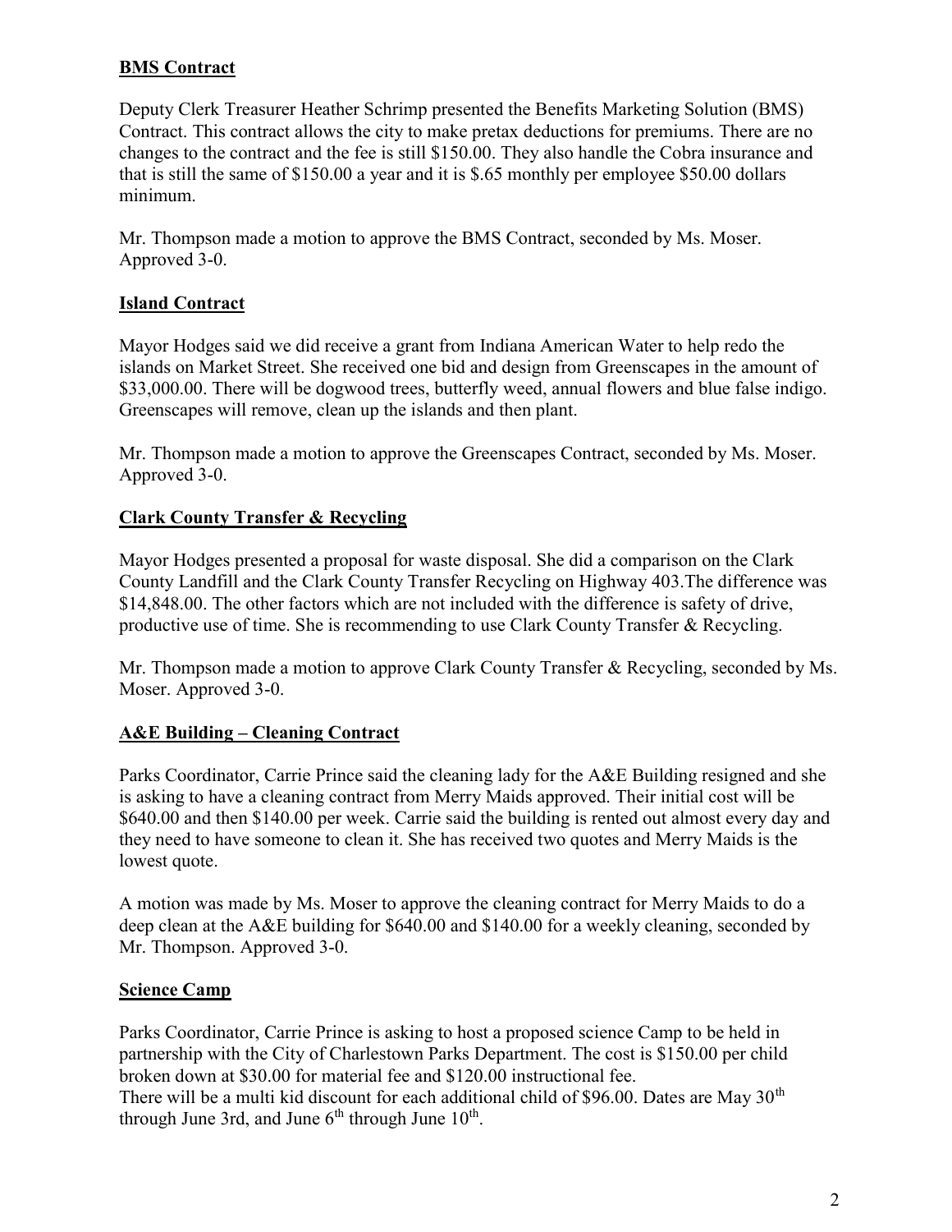## BMS Contract

Deputy Clerk Treasurer Heather Schrimp presented the Benefits Marketing Solution (BMS) Contract. This contract allows the city to make pretax deductions for premiums. There are no changes to the contract and the fee is still $150.00. They also handle the Cobra insurance and that is still the same of $150.00 a year and it is $.65 monthly per employee $50.00 dollars minimum.

Mr. Thompson made a motion to approve the BMS Contract, seconded by Ms. Moser. Approved 3-0.

## Island Contract

Mayor Hodges said we did receive a grant from Indiana American Water to help redo the islands on Market Street. She received one bid and design from Greenscapes in the amount of $33,000.00. There will be dogwood trees, butterfly weed, annual flowers and blue false indigo. Greenscapes will remove, clean up the islands and then plant.

Mr. Thompson made a motion to approve the Greenscapes Contract, seconded by Ms. Moser. Approved 3-0.

## Clark County Transfer & Recycling

Mayor Hodges presented a proposal for waste disposal. She did a comparison on the Clark County Landfill and the Clark County Transfer Recycling on Highway 403.The difference was $14,848.00. The other factors which are not included with the difference is safety of drive, productive use of time. She is recommending to use Clark County Transfer & Recycling.

Mr. Thompson made a motion to approve Clark County Transfer & Recycling, seconded by Ms. Moser. Approved 3-0.

## A&E Building – Cleaning Contract

Parks Coordinator, Carrie Prince said the cleaning lady for the A&E Building resigned and she is asking to have a cleaning contract from Merry Maids approved. Their initial cost will be $640.00 and then $140.00 per week. Carrie said the building is rented out almost every day and they need to have someone to clean it. She has received two quotes and Merry Maids is the lowest quote.

A motion was made by Ms. Moser to approve the cleaning contract for Merry Maids to do a deep clean at the A&E building for $640.00 and $140.00 for a weekly cleaning, seconded by Mr. Thompson. Approved 3-0.

## Science Camp

Parks Coordinator, Carrie Prince is asking to host a proposed science Camp to be held in partnership with the City of Charlestown Parks Department. The cost is $150.00 per child broken down at $30.00 for material fee and $120.00 instructional fee.
There will be a multi kid discount for each additional child of $96.00. Dates are May 30th through June 3rd, and June 6th through June 10th.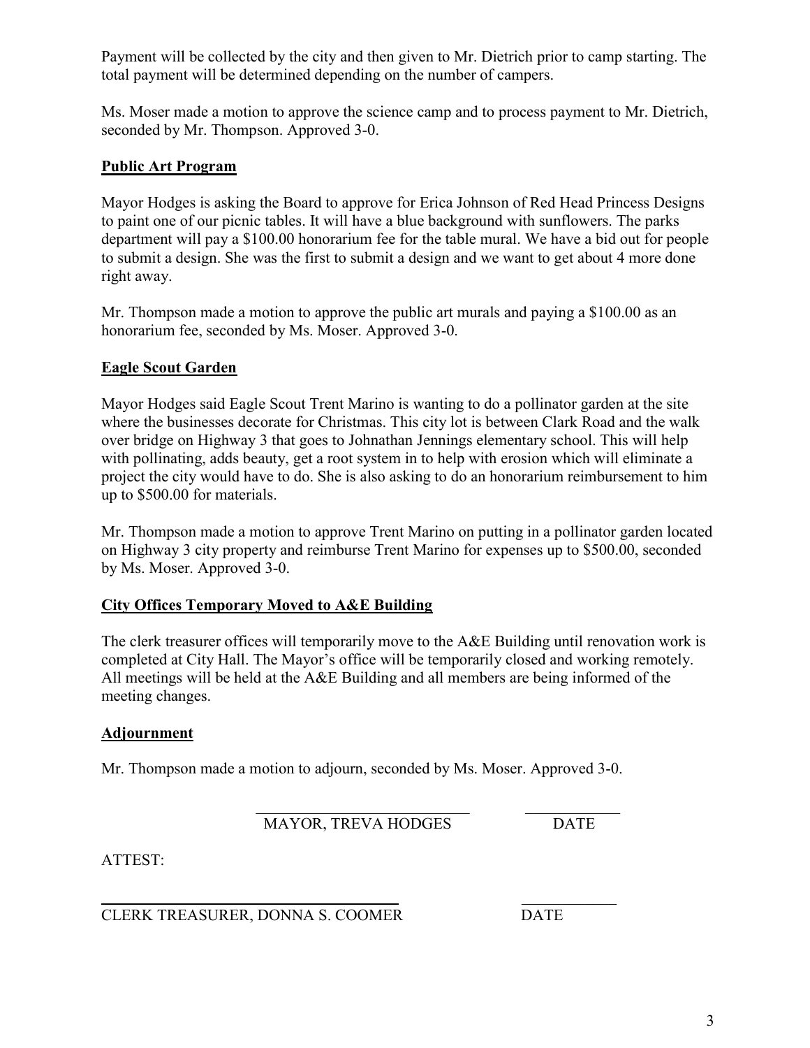Payment will be collected by the city and then given to Mr. Dietrich prior to camp starting. The total payment will be determined depending on the number of campers.

Ms. Moser made a motion to approve the science camp and to process payment to Mr. Dietrich, seconded by Mr. Thompson. Approved 3-0.

## Public Art Program

Mayor Hodges is asking the Board to approve for Erica Johnson of Red Head Princess Designs to paint one of our picnic tables. It will have a blue background with sunflowers. The parks department will pay a $100.00 honorarium fee for the table mural. We have a bid out for people to submit a design. She was the first to submit a design and we want to get about 4 more done right away.

Mr. Thompson made a motion to approve the public art murals and paying a $100.00 as an honorarium fee, seconded by Ms. Moser. Approved 3-0.

## Eagle Scout Garden

Mayor Hodges said Eagle Scout Trent Marino is wanting to do a pollinator garden at the site where the businesses decorate for Christmas. This city lot is between Clark Road and the walk over bridge on Highway 3 that goes to Johnathan Jennings elementary school. This will help with pollinating, adds beauty, get a root system in to help with erosion which will eliminate a project the city would have to do. She is also asking to do an honorarium reimbursement to him up to $500.00 for materials.

Mr. Thompson made a motion to approve Trent Marino on putting in a pollinator garden located on Highway 3 city property and reimburse Trent Marino for expenses up to $500.00, seconded by Ms. Moser. Approved 3-0.

## City Offices Temporary Moved to A&E Building

The clerk treasurer offices will temporarily move to the A&E Building until renovation work is completed at City Hall. The Mayor's office will be temporarily closed and working remotely. All meetings will be held at the A&E Building and all members are being informed of the meeting changes.

## Adjournment

Mr. Thompson made a motion to adjourn, seconded by Ms. Moser. Approved 3-0.

\_\_\_\_\_\_\_\_\_\_\_\_\_\_\_\_\_\_\_\_\_\_\_\_\_\_\_\_ \_\_\_\_\_\_\_\_\_\_\_\_

MAYOR, TREVA HODGES DATE

ATTEST:

\_\_\_\_\_\_\_\_\_\_\_\_\_\_\_\_\_\_\_\_\_\_\_\_\_\_\_\_\_\_\_\_\_\_\_\_ \_\_\_\_\_\_\_\_\_\_\_\_

CLERK TREASURER, DONNA S. COOMER DATE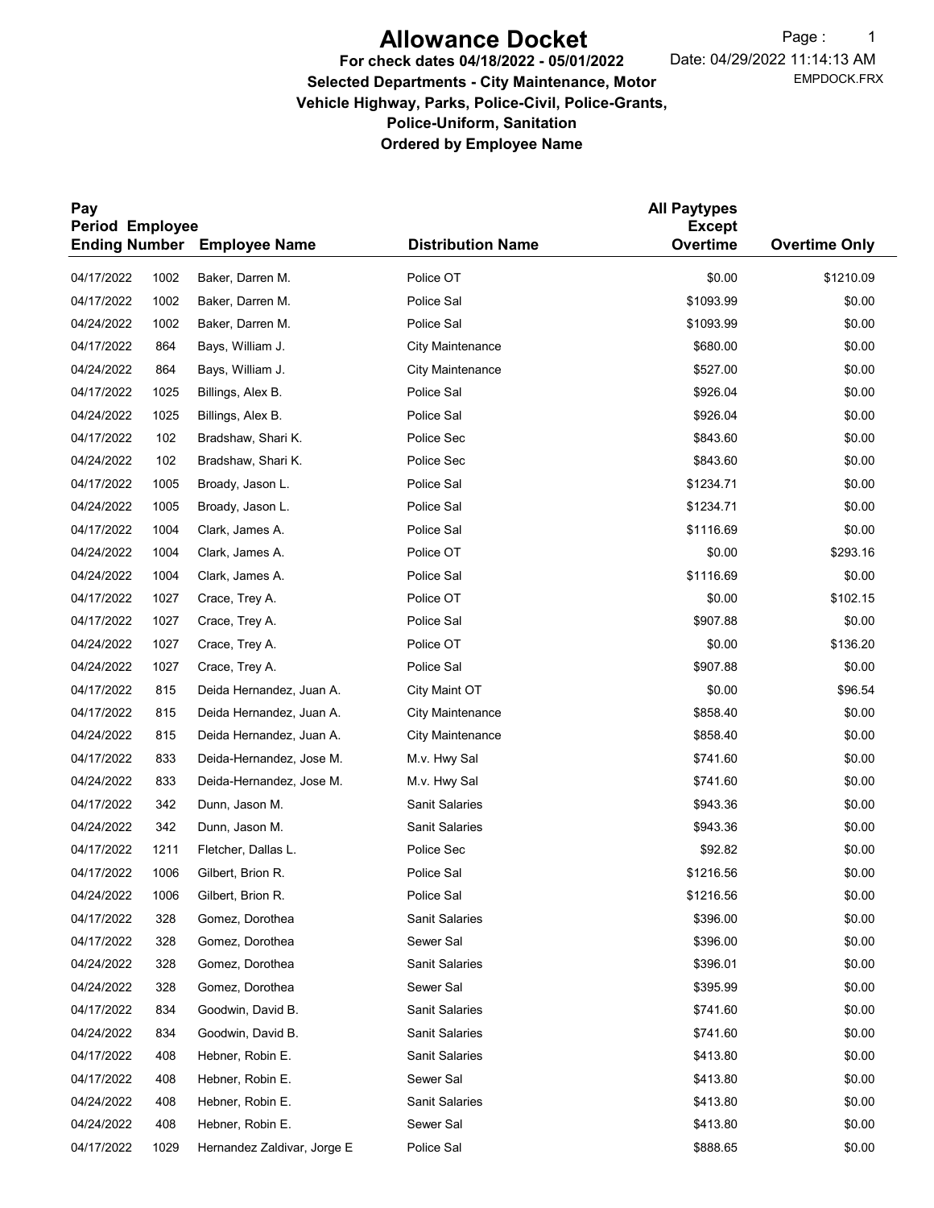# Allowance Docket

**For check dates 04/18/2022 - 05/01/2022**

**Selected Departments - City Maintenance, Motor Vehicle Highway, Parks, Police-Civil, Police-Grants, Police-Uniform, Sanitation**

**Ordered by Employee Name**

Date: 04/29/2022 11:14:13 AM

EMPDOCK.FRX

| Pay Period Ending | Employee Number | Employee Name | Distribution Name | All Paytypes Except Overtime | Overtime Only |
|---|---|---|---|---|---|
| 04/17/2022 | 1002 | Baker, Darren M. | Police OT | $0.00 | $1210.09 |
| 04/17/2022 | 1002 | Baker, Darren M. | Police Sal | $1093.99 | $0.00 |
| 04/24/2022 | 1002 | Baker, Darren M. | Police Sal | $1093.99 | $0.00 |
| 04/17/2022 | 864 | Bays, William J. | City Maintenance | $680.00 | $0.00 |
| 04/24/2022 | 864 | Bays, William J. | City Maintenance | $527.00 | $0.00 |
| 04/17/2022 | 1025 | Billings, Alex B. | Police Sal | $926.04 | $0.00 |
| 04/24/2022 | 1025 | Billings, Alex B. | Police Sal | $926.04 | $0.00 |
| 04/17/2022 | 102 | Bradshaw, Shari K. | Police Sec | $843.60 | $0.00 |
| 04/24/2022 | 102 | Bradshaw, Shari K. | Police Sec | $843.60 | $0.00 |
| 04/17/2022 | 1005 | Broady, Jason L. | Police Sal | $1234.71 | $0.00 |
| 04/24/2022 | 1005 | Broady, Jason L. | Police Sal | $1234.71 | $0.00 |
| 04/17/2022 | 1004 | Clark, James A. | Police Sal | $1116.69 | $0.00 |
| 04/24/2022 | 1004 | Clark, James A. | Police OT | $0.00 | $293.16 |
| 04/24/2022 | 1004 | Clark, James A. | Police Sal | $1116.69 | $0.00 |
| 04/17/2022 | 1027 | Crace, Trey A. | Police OT | $0.00 | $102.15 |
| 04/17/2022 | 1027 | Crace, Trey A. | Police Sal | $907.88 | $0.00 |
| 04/24/2022 | 1027 | Crace, Trey A. | Police OT | $0.00 | $136.20 |
| 04/24/2022 | 1027 | Crace, Trey A. | Police Sal | $907.88 | $0.00 |
| 04/17/2022 | 815 | Deida Hernandez, Juan A. | City Maint OT | $0.00 | $96.54 |
| 04/17/2022 | 815 | Deida Hernandez, Juan A. | City Maintenance | $858.40 | $0.00 |
| 04/24/2022 | 815 | Deida Hernandez, Juan A. | City Maintenance | $858.40 | $0.00 |
| 04/17/2022 | 833 | Deida-Hernandez, Jose M. | M.v. Hwy Sal | $741.60 | $0.00 |
| 04/24/2022 | 833 | Deida-Hernandez, Jose M. | M.v. Hwy Sal | $741.60 | $0.00 |
| 04/17/2022 | 342 | Dunn, Jason M. | Sanit Salaries | $943.36 | $0.00 |
| 04/24/2022 | 342 | Dunn, Jason M. | Sanit Salaries | $943.36 | $0.00 |
| 04/17/2022 | 1211 | Fletcher, Dallas L. | Police Sec | $92.82 | $0.00 |
| 04/17/2022 | 1006 | Gilbert, Brion R. | Police Sal | $1216.56 | $0.00 |
| 04/24/2022 | 1006 | Gilbert, Brion R. | Police Sal | $1216.56 | $0.00 |
| 04/17/2022 | 328 | Gomez, Dorothea | Sanit Salaries | $396.00 | $0.00 |
| 04/17/2022 | 328 | Gomez, Dorothea | Sewer Sal | $396.00 | $0.00 |
| 04/24/2022 | 328 | Gomez, Dorothea | Sanit Salaries | $396.01 | $0.00 |
| 04/24/2022 | 328 | Gomez, Dorothea | Sewer Sal | $395.99 | $0.00 |
| 04/17/2022 | 834 | Goodwin, David B. | Sanit Salaries | $741.60 | $0.00 |
| 04/24/2022 | 834 | Goodwin, David B. | Sanit Salaries | $741.60 | $0.00 |
| 04/17/2022 | 408 | Hebner, Robin E. | Sanit Salaries | $413.80 | $0.00 |
| 04/17/2022 | 408 | Hebner, Robin E. | Sewer Sal | $413.80 | $0.00 |
| 04/24/2022 | 408 | Hebner, Robin E. | Sanit Salaries | $413.80 | $0.00 |
| 04/24/2022 | 408 | Hebner, Robin E. | Sewer Sal | $413.80 | $0.00 |
| 04/17/2022 | 1029 | Hernandez Zaldivar, Jorge E | Police Sal | $888.65 | $0.00 |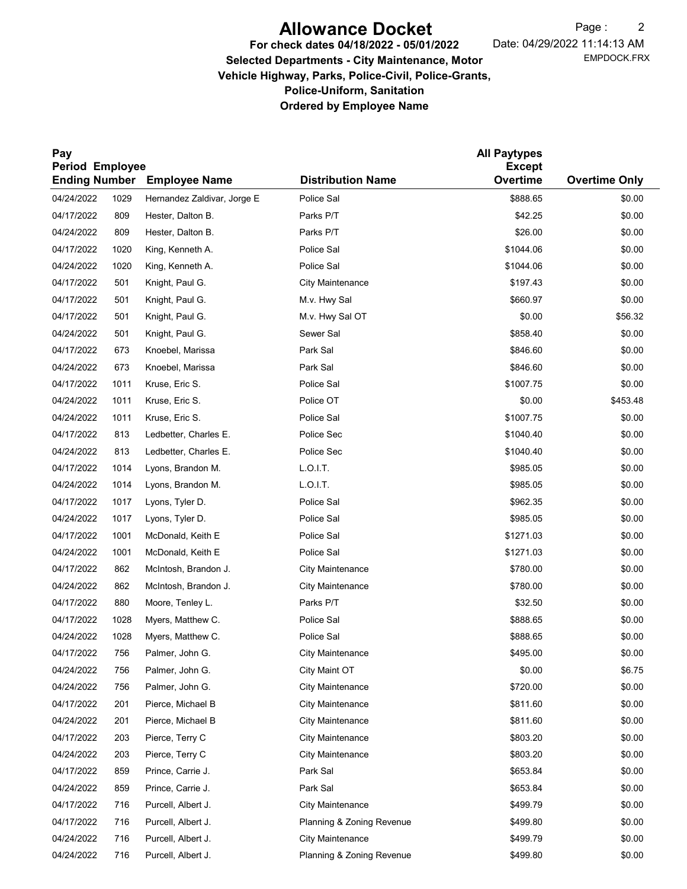# Allowance Docket

**For check dates 04/18/2022 - 05/01/2022**

**Selected Departments - City Maintenance, Motor Vehicle Highway, Parks, Police-Civil, Police-Grants, Police-Uniform, Sanitation**

**Ordered by Employee Name**

Date: 04/29/2022 11:14:13 AM

EMPDOCK.FRX

| Pay Period Ending | Employee Number | Employee Name | Distribution Name | All Paytypes Except Overtime | Overtime Only |
|---|---|---|---|---|---|
| 04/24/2022 | 1029 | Hernandez Zaldivar, Jorge E | Police Sal | $888.65 | $0.00 |
| 04/17/2022 | 809 | Hester, Dalton B. | Parks P/T | $42.25 | $0.00 |
| 04/24/2022 | 809 | Hester, Dalton B. | Parks P/T | $26.00 | $0.00 |
| 04/17/2022 | 1020 | King, Kenneth A. | Police Sal | $1044.06 | $0.00 |
| 04/24/2022 | 1020 | King, Kenneth A. | Police Sal | $1044.06 | $0.00 |
| 04/17/2022 | 501 | Knight, Paul G. | City Maintenance | $197.43 | $0.00 |
| 04/17/2022 | 501 | Knight, Paul G. | M.v. Hwy Sal | $660.97 | $0.00 |
| 04/17/2022 | 501 | Knight, Paul G. | M.v. Hwy Sal OT | $0.00 | $56.32 |
| 04/24/2022 | 501 | Knight, Paul G. | Sewer Sal | $858.40 | $0.00 |
| 04/17/2022 | 673 | Knoebel, Marissa | Park Sal | $846.60 | $0.00 |
| 04/24/2022 | 673 | Knoebel, Marissa | Park Sal | $846.60 | $0.00 |
| 04/17/2022 | 1011 | Kruse, Eric S. | Police Sal | $1007.75 | $0.00 |
| 04/24/2022 | 1011 | Kruse, Eric S. | Police OT | $0.00 | $453.48 |
| 04/24/2022 | 1011 | Kruse, Eric S. | Police Sal | $1007.75 | $0.00 |
| 04/17/2022 | 813 | Ledbetter, Charles E. | Police Sec | $1040.40 | $0.00 |
| 04/24/2022 | 813 | Ledbetter, Charles E. | Police Sec | $1040.40 | $0.00 |
| 04/17/2022 | 1014 | Lyons, Brandon M. | L.O.I.T. | $985.05 | $0.00 |
| 04/24/2022 | 1014 | Lyons, Brandon M. | L.O.I.T. | $985.05 | $0.00 |
| 04/17/2022 | 1017 | Lyons, Tyler D. | Police Sal | $962.35 | $0.00 |
| 04/24/2022 | 1017 | Lyons, Tyler D. | Police Sal | $985.05 | $0.00 |
| 04/17/2022 | 1001 | McDonald, Keith E | Police Sal | $1271.03 | $0.00 |
| 04/24/2022 | 1001 | McDonald, Keith E | Police Sal | $1271.03 | $0.00 |
| 04/17/2022 | 862 | McIntosh, Brandon J. | City Maintenance | $780.00 | $0.00 |
| 04/24/2022 | 862 | McIntosh, Brandon J. | City Maintenance | $780.00 | $0.00 |
| 04/17/2022 | 880 | Moore, Tenley L. | Parks P/T | $32.50 | $0.00 |
| 04/17/2022 | 1028 | Myers, Matthew C. | Police Sal | $888.65 | $0.00 |
| 04/24/2022 | 1028 | Myers, Matthew C. | Police Sal | $888.65 | $0.00 |
| 04/17/2022 | 756 | Palmer, John G. | City Maintenance | $495.00 | $0.00 |
| 04/24/2022 | 756 | Palmer, John G. | City Maint OT | $0.00 | $6.75 |
| 04/24/2022 | 756 | Palmer, John G. | City Maintenance | $720.00 | $0.00 |
| 04/17/2022 | 201 | Pierce, Michael B | City Maintenance | $811.60 | $0.00 |
| 04/24/2022 | 201 | Pierce, Michael B | City Maintenance | $811.60 | $0.00 |
| 04/17/2022 | 203 | Pierce, Terry C | City Maintenance | $803.20 | $0.00 |
| 04/24/2022 | 203 | Pierce, Terry C | City Maintenance | $803.20 | $0.00 |
| 04/17/2022 | 859 | Prince, Carrie J. | Park Sal | $653.84 | $0.00 |
| 04/24/2022 | 859 | Prince, Carrie J. | Park Sal | $653.84 | $0.00 |
| 04/17/2022 | 716 | Purcell, Albert J. | City Maintenance | $499.79 | $0.00 |
| 04/17/2022 | 716 | Purcell, Albert J. | Planning & Zoning Revenue | $499.80 | $0.00 |
| 04/24/2022 | 716 | Purcell, Albert J. | City Maintenance | $499.79 | $0.00 |
| 04/24/2022 | 716 | Purcell, Albert J. | Planning & Zoning Revenue | $499.80 | $0.00 |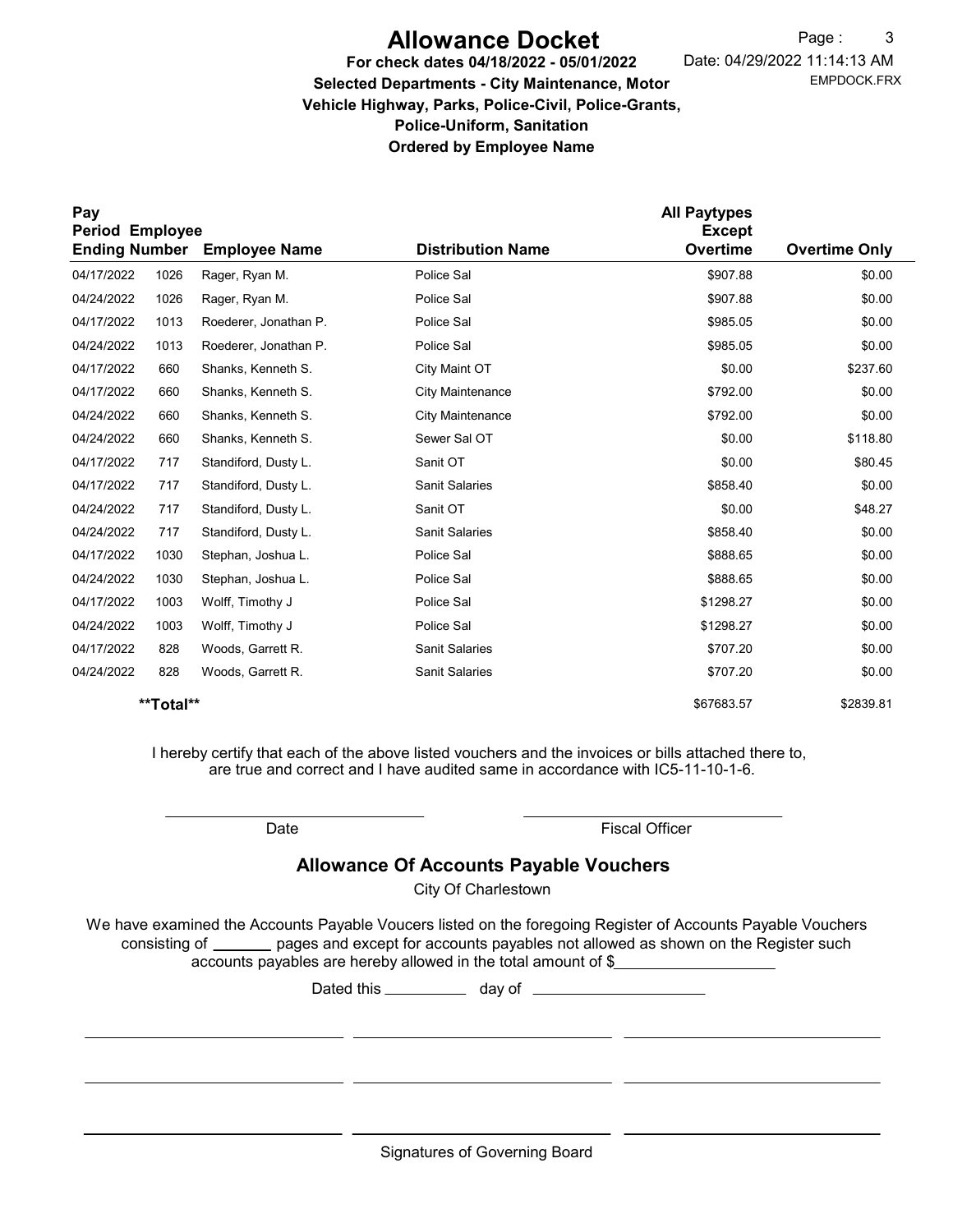# Allowance Docket

**For check dates 04/18/2022 - 05/01/2022**

**Selected Departments - City Maintenance, Motor Vehicle Highway, Parks, Police-Civil, Police-Grants, Police-Uniform, Sanitation**

**Ordered by Employee Name**

Date: 04/29/2022 11:14:13 AM

EMPDOCK.FRX

| Pay Period Ending | Employee Number | Employee Name | Distribution Name | All Paytypes Except Overtime | Overtime Only |
|---|---|---|---|---|---|
| 04/17/2022 | 1026 | Rager, Ryan M. | Police Sal | $907.88 | $0.00 |
| 04/24/2022 | 1026 | Rager, Ryan M. | Police Sal | $907.88 | $0.00 |
| 04/17/2022 | 1013 | Roederer, Jonathan P. | Police Sal | $985.05 | $0.00 |
| 04/24/2022 | 1013 | Roederer, Jonathan P. | Police Sal | $985.05 | $0.00 |
| 04/17/2022 | 660 | Shanks, Kenneth S. | City Maint OT | $0.00 | $237.60 |
| 04/17/2022 | 660 | Shanks, Kenneth S. | City Maintenance | $792.00 | $0.00 |
| 04/24/2022 | 660 | Shanks, Kenneth S. | City Maintenance | $792.00 | $0.00 |
| 04/24/2022 | 660 | Shanks, Kenneth S. | Sewer Sal OT | $0.00 | $118.80 |
| 04/17/2022 | 717 | Standiford, Dusty L. | Sanit OT | $0.00 | $80.45 |
| 04/17/2022 | 717 | Standiford, Dusty L. | Sanit Salaries | $858.40 | $0.00 |
| 04/24/2022 | 717 | Standiford, Dusty L. | Sanit OT | $0.00 | $48.27 |
| 04/24/2022 | 717 | Standiford, Dusty L. | Sanit Salaries | $858.40 | $0.00 |
| 04/17/2022 | 1030 | Stephan, Joshua L. | Police Sal | $888.65 | $0.00 |
| 04/24/2022 | 1030 | Stephan, Joshua L. | Police Sal | $888.65 | $0.00 |
| 04/17/2022 | 1003 | Wolff, Timothy J | Police Sal | $1298.27 | $0.00 |
| 04/24/2022 | 1003 | Wolff, Timothy J | Police Sal | $1298.27 | $0.00 |
| 04/17/2022 | 828 | Woods, Garrett R. | Sanit Salaries | $707.20 | $0.00 |
| 04/24/2022 | 828 | Woods, Garrett R. | Sanit Salaries | $707.20 | $0.00 |
| | **Total** | | | $67683.57 | $2839.81 |

I hereby certify that each of the above listed vouchers and the invoices or bills attached there to, are true and correct and I have audited same in accordance with IC5-11-10-1-6.

\_\_\_\_\_\_\_\_\_\_\_\_\_\_\_\_\_\_\_\_ Date

\_\_\_\_\_\_\_\_\_\_\_\_\_\_\_\_\_\_\_\_ Fiscal Officer

## Allowance Of Accounts Payable Vouchers

City Of Charlestown

We have examined the Accounts Payable Voucers listed on the foregoing Register of Accounts Payable Vouchers consisting of \_\_\_\_\_\_\_ pages and except for accounts payables not allowed as shown on the Register such accounts payables are hereby allowed in the total amount of $\_\_\_\_\_\_\_\_\_\_\_\_\_\_\_\_\_\_

Dated this \_\_\_\_\_\_\_\_\_\_ day of \_\_\_\_\_\_\_\_\_\_\_\_\_\_\_\_\_\_\_\_

Signatures of Governing Board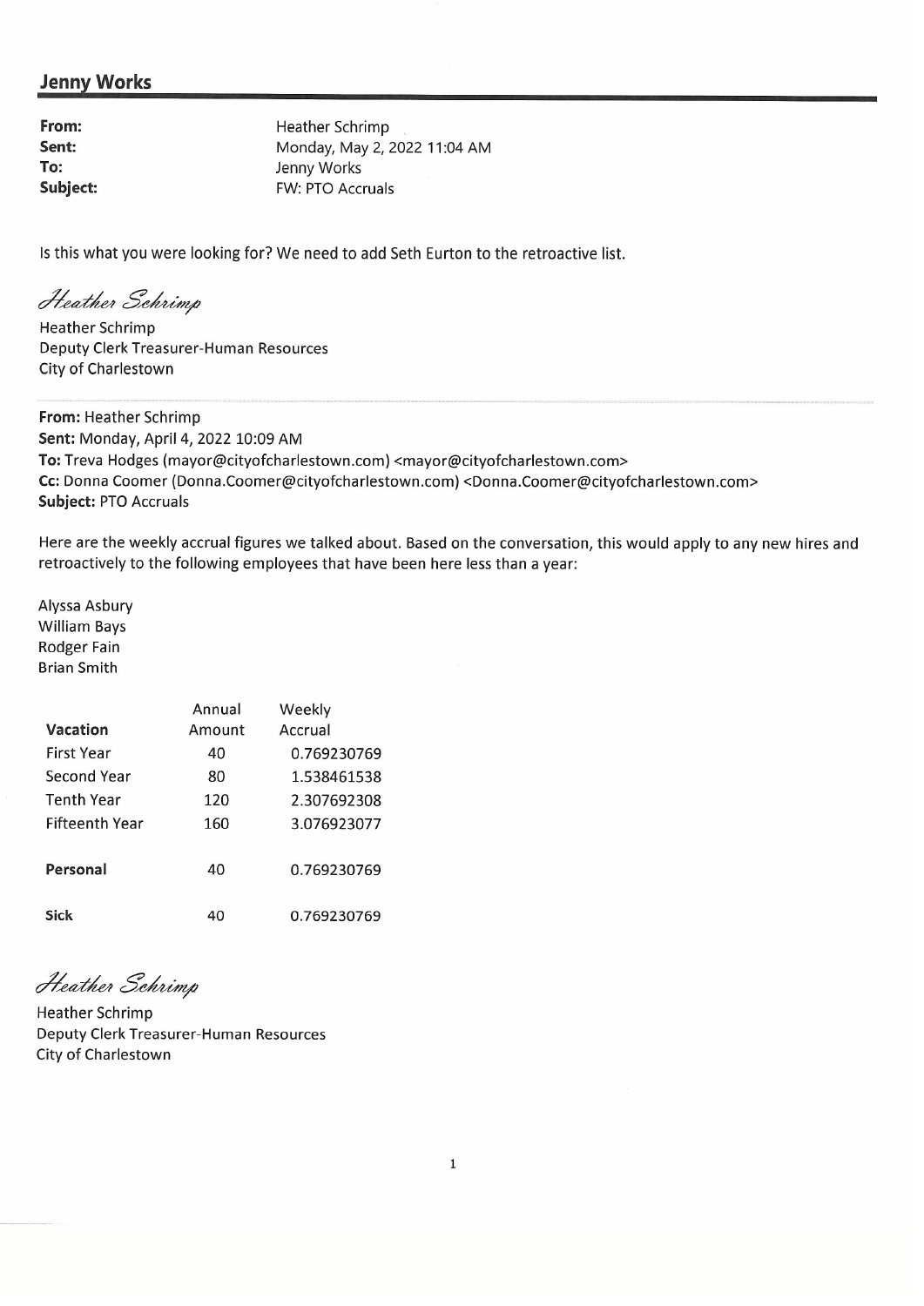## Jenny Works

**From:** Heather Schrimp
**Sent:** Monday, May 2, 2022 11:04 AM
**To:** Jenny Works
**Subject:** FW: PTO Accruals

Is this what you were looking for? We need to add Seth Eurton to the retroactive list.

*Heather Schrimp*

Heather Schrimp
Deputy Clerk Treasurer-Human Resources
City of Charlestown

---

**From:** Heather Schrimp
**Sent:** Monday, April 4, 2022 10:09 AM
**To:** Treva Hodges (mayor@cityofcharlestown.com) <mayor@cityofcharlestown.com>
**Cc:** Donna Coomer (Donna.Coomer@cityofcharlestown.com) <Donna.Coomer@cityofcharlestown.com>
**Subject:** PTO Accruals

Here are the weekly accrual figures we talked about. Based on the conversation, this would apply to any new hires and retroactively to the following employees that have been here less than a year:

Alyssa Asbury
William Bays
Rodger Fain
Brian Smith

| Vacation | Annual Amount | Weekly Accrual |
|---|---|---|
| First Year | 40 | 0.769230769 |
| Second Year | 80 | 1.538461538 |
| Tenth Year | 120 | 2.307692308 |
| Fifteenth Year | 160 | 3.076923077 |
| **Personal** | 40 | 0.769230769 |
| **Sick** | 40 | 0.769230769 |

*Heather Schrimp*

Heather Schrimp
Deputy Clerk Treasurer-Human Resources
City of Charlestown